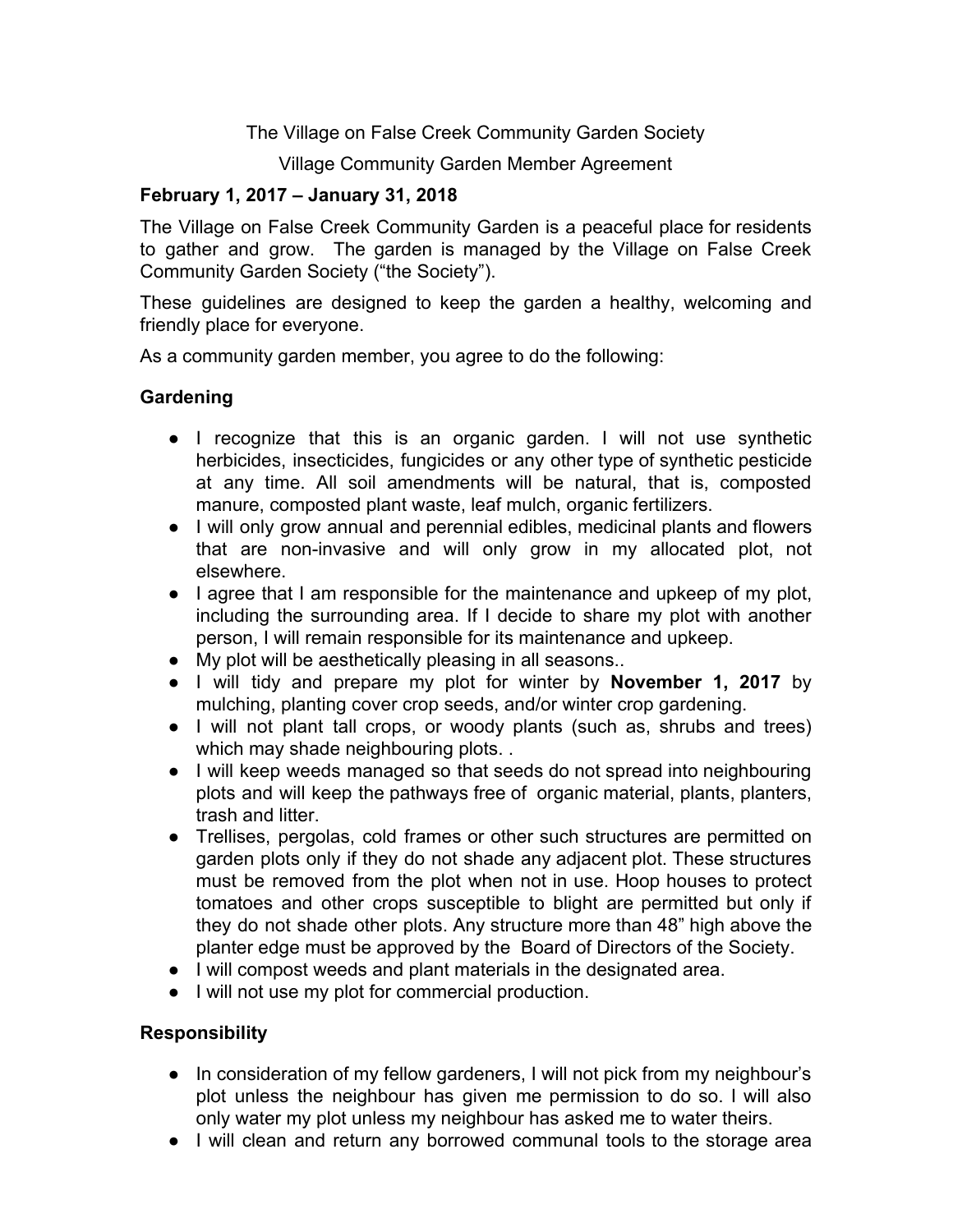The Village on False Creek Community Garden Society

Village Community Garden Member Agreement

**February 1, 2017 – January 31, 2018**

The Village on False Creek Community Garden is a peaceful place for residents to gather and grow. The garden is managed by the Village on False Creek Community Garden Society ("the Society").

These guidelines are designed to keep the garden a healthy, welcoming and friendly place for everyone.

As a community garden member, you agree to do the following:

## Gardening

- I recognize that this is an organic garden. I will not use synthetic herbicides, insecticides, fungicides or any other type of synthetic pesticide at any time. All soil amendments will be natural, that is, composted manure, composted plant waste, leaf mulch, organic fertilizers.
- I will only grow annual and perennial edibles, medicinal plants and flowers that are non-invasive and will only grow in my allocated plot, not elsewhere.
- I agree that I am responsible for the maintenance and upkeep of my plot, including the surrounding area. If I decide to share my plot with another person, I will remain responsible for its maintenance and upkeep.
- My plot will be aesthetically pleasing in all seasons..
- I will tidy and prepare my plot for winter by **November 1, 2017** by mulching, planting cover crop seeds, and/or winter crop gardening.
- I will not plant tall crops, or woody plants (such as, shrubs and trees) which may shade neighbouring plots. .
- I will keep weeds managed so that seeds do not spread into neighbouring plots and will keep the pathways free of organic material, plants, planters, trash and litter.
- Trellises, pergolas, cold frames or other such structures are permitted on garden plots only if they do not shade any adjacent plot. These structures must be removed from the plot when not in use. Hoop houses to protect tomatoes and other crops susceptible to blight are permitted but only if they do not shade other plots. Any structure more than 48" high above the planter edge must be approved by the Board of Directors of the Society.
- I will compost weeds and plant materials in the designated area.
- I will not use my plot for commercial production.

## Responsibility

- In consideration of my fellow gardeners, I will not pick from my neighbour's plot unless the neighbour has given me permission to do so. I will also only water my plot unless my neighbour has asked me to water theirs.
- I will clean and return any borrowed communal tools to the storage area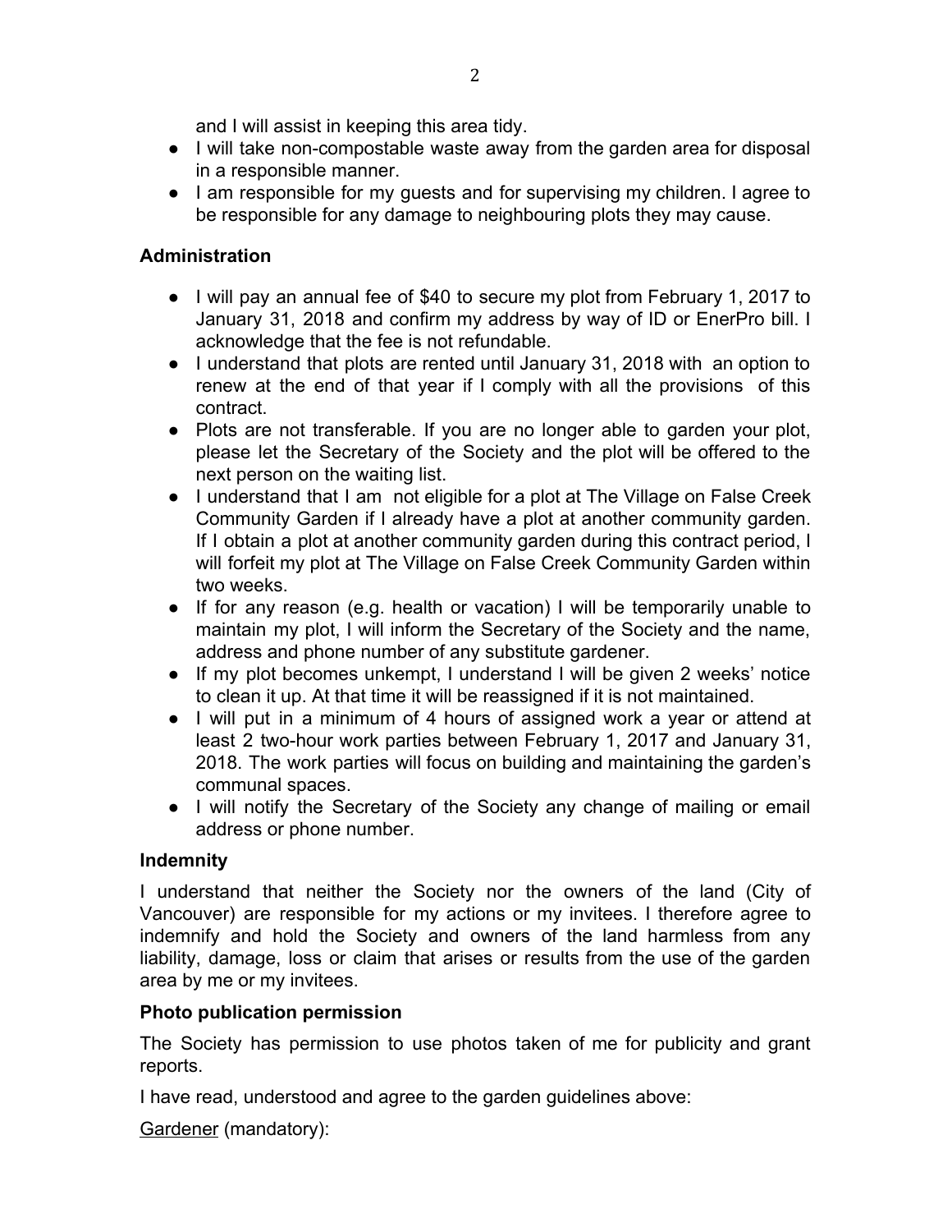and I will assist in keeping this area tidy.

- I will take non-compostable waste away from the garden area for disposal in a responsible manner.
- I am responsible for my guests and for supervising my children. I agree to be responsible for any damage to neighbouring plots they may cause.

### Administration

- I will pay an annual fee of $40 to secure my plot from February 1, 2017 to January 31, 2018 and confirm my address by way of ID or EnerPro bill. I acknowledge that the fee is not refundable.
- I understand that plots are rented until January 31, 2018 with an option to renew at the end of that year if I comply with all the provisions of this contract.
- Plots are not transferable. If you are no longer able to garden your plot, please let the Secretary of the Society and the plot will be offered to the next person on the waiting list.
- I understand that I am not eligible for a plot at The Village on False Creek Community Garden if I already have a plot at another community garden. If I obtain a plot at another community garden during this contract period, I will forfeit my plot at The Village on False Creek Community Garden within two weeks.
- If for any reason (e.g. health or vacation) I will be temporarily unable to maintain my plot, I will inform the Secretary of the Society and the name, address and phone number of any substitute gardener.
- If my plot becomes unkempt, I understand I will be given 2 weeks' notice to clean it up. At that time it will be reassigned if it is not maintained.
- I will put in a minimum of 4 hours of assigned work a year or attend at least 2 two-hour work parties between February 1, 2017 and January 31, 2018. The work parties will focus on building and maintaining the garden's communal spaces.
- I will notify the Secretary of the Society any change of mailing or email address or phone number.

### Indemnity

I understand that neither the Society nor the owners of the land (City of Vancouver) are responsible for my actions or my invitees. I therefore agree to indemnify and hold the Society and owners of the land harmless from any liability, damage, loss or claim that arises or results from the use of the garden area by me or my invitees.

### Photo publication permission

The Society has permission to use photos taken of me for publicity and grant reports.

I have read, understood and agree to the garden guidelines above:

<u>Gardener</u> (mandatory):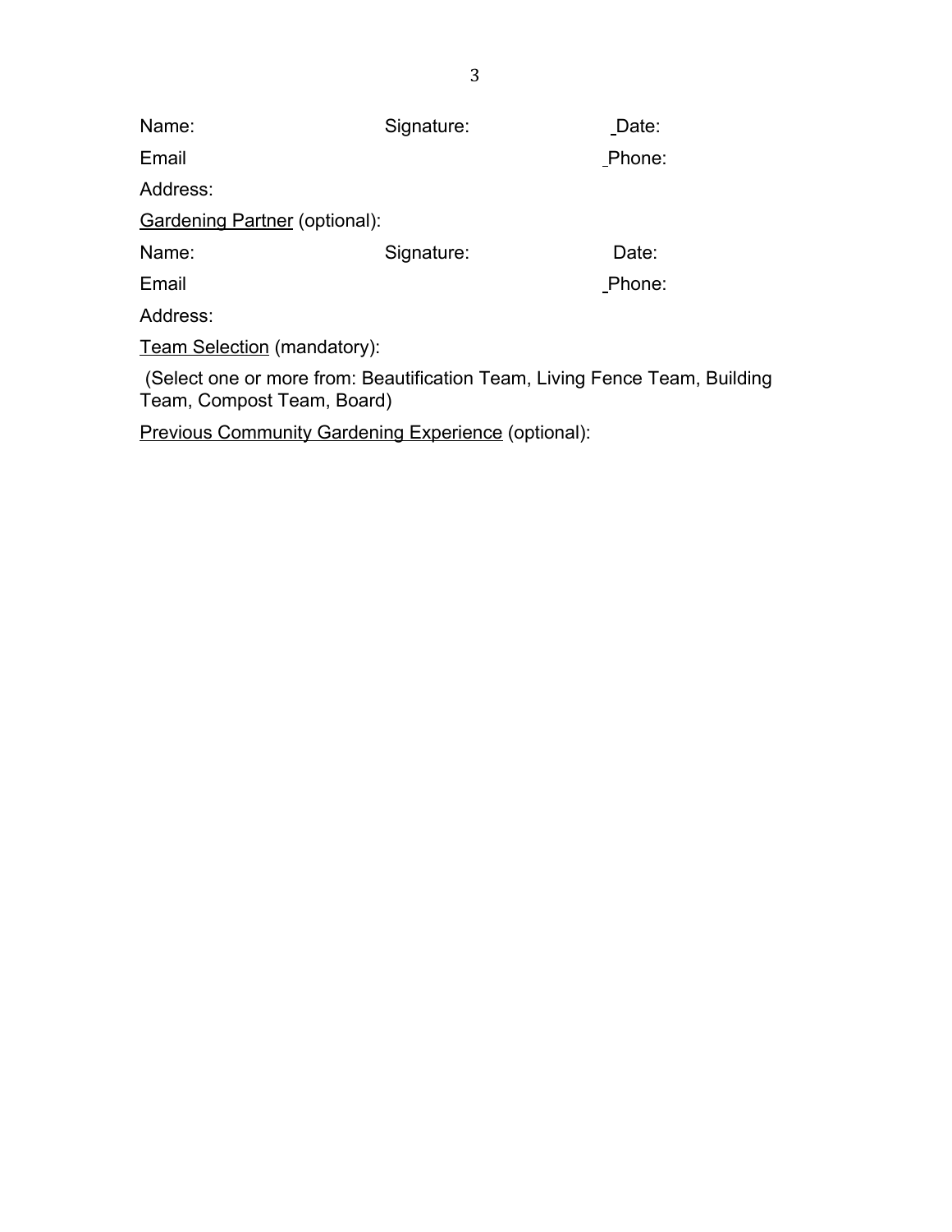Name: Signature: Date:

Email Phone:

Address:

Gardening Partner (optional):

Name: Signature: Date:

Email Phone:

Address:

Team Selection (mandatory):

(Select one or more from: Beautification Team, Living Fence Team, Building Team, Compost Team, Board)

Previous Community Gardening Experience (optional):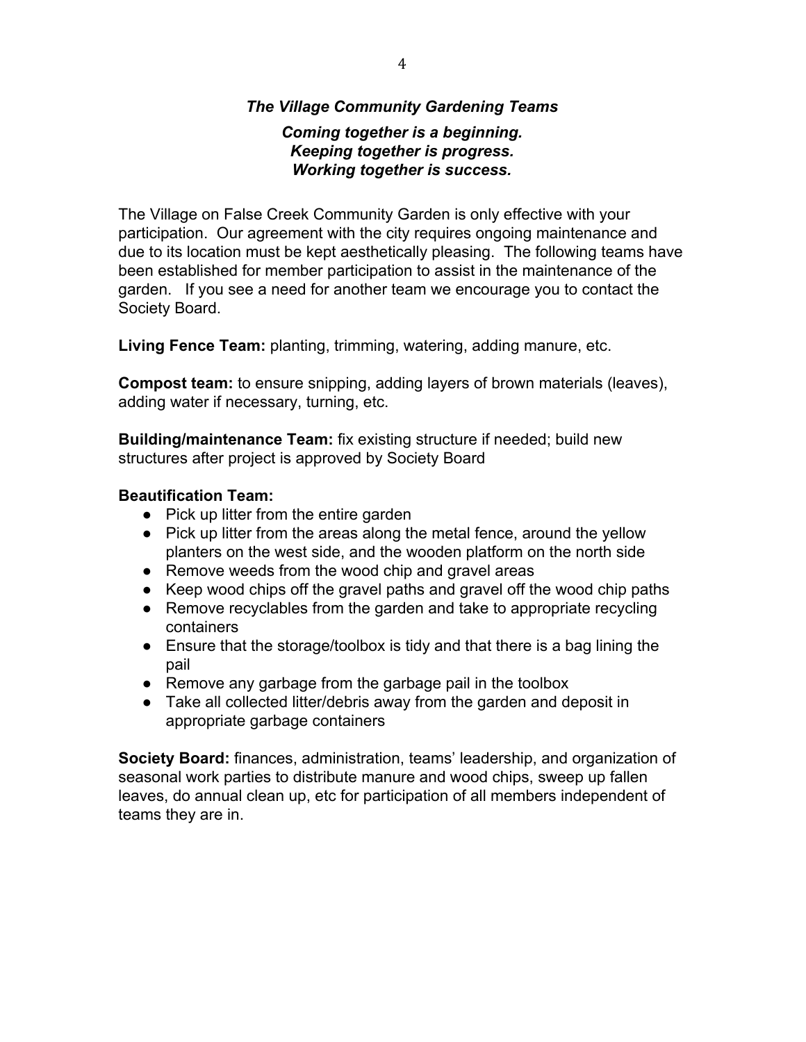### ***The Village Community Gardening Teams***

***Coming together is a beginning.***
***Keeping together is progress.***
***Working together is success.***

The Village on False Creek Community Garden is only effective with your participation. Our agreement with the city requires ongoing maintenance and due to its location must be kept aesthetically pleasing. The following teams have been established for member participation to assist in the maintenance of the garden. If you see a need for another team we encourage you to contact the Society Board.

**Living Fence Team:** planting, trimming, watering, adding manure, etc.

**Compost team:** to ensure snipping, adding layers of brown materials (leaves), adding water if necessary, turning, etc.

**Building/maintenance Team:** fix existing structure if needed; build new structures after project is approved by Society Board

**Beautification Team:**

- Pick up litter from the entire garden
- Pick up litter from the areas along the metal fence, around the yellow planters on the west side, and the wooden platform on the north side
- Remove weeds from the wood chip and gravel areas
- Keep wood chips off the gravel paths and gravel off the wood chip paths
- Remove recyclables from the garden and take to appropriate recycling containers
- Ensure that the storage/toolbox is tidy and that there is a bag lining the pail
- Remove any garbage from the garbage pail in the toolbox
- Take all collected litter/debris away from the garden and deposit in appropriate garbage containers

**Society Board:** finances, administration, teams' leadership, and organization of seasonal work parties to distribute manure and wood chips, sweep up fallen leaves, do annual clean up, etc for participation of all members independent of teams they are in.